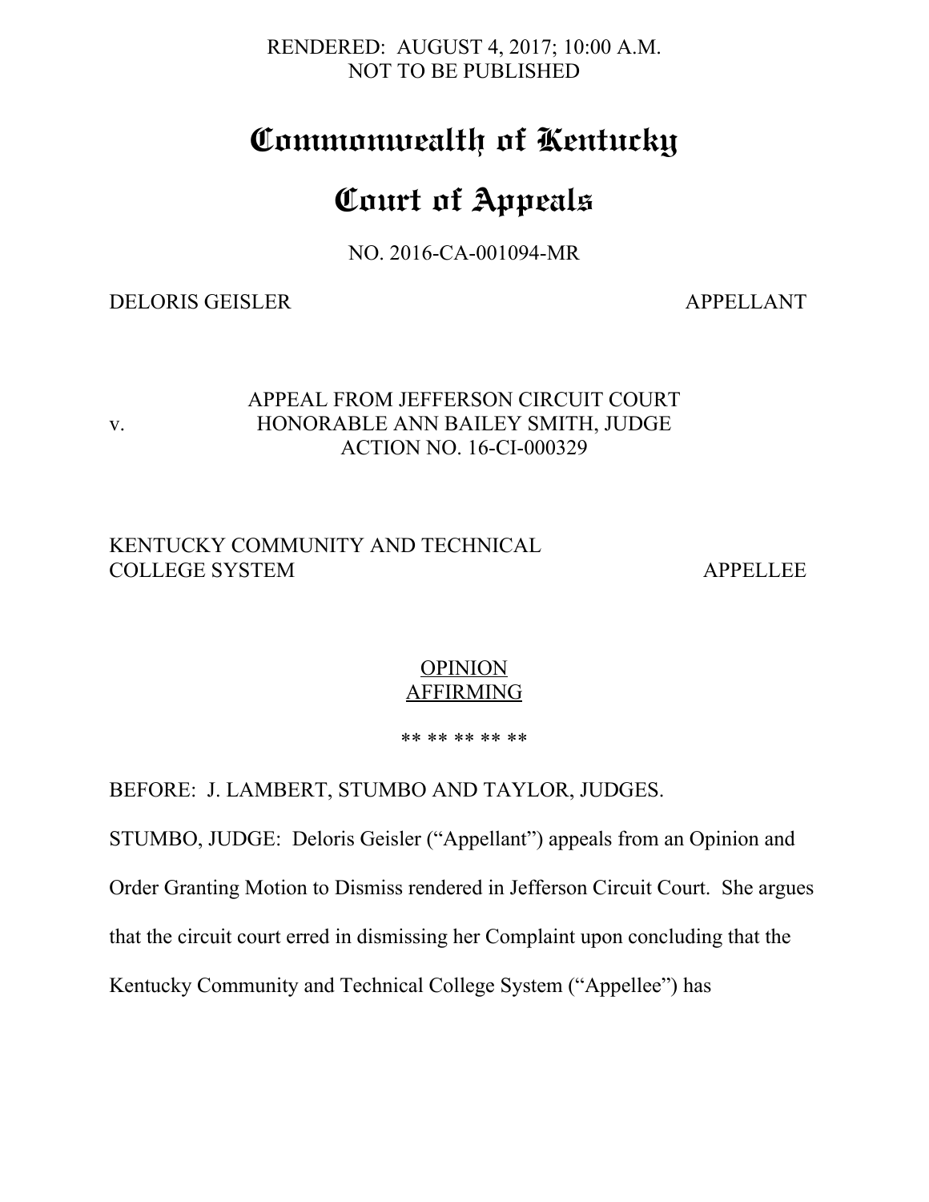RENDERED: AUGUST 4, 2017; 10:00 A.M.
NOT TO BE PUBLISHED

# Commonwealth of Kentucky

# Court of Appeals

NO. 2016-CA-001094-MR

DELORIS GEISLER APPELLANT

v.

APPEAL FROM JEFFERSON CIRCUIT COURT
HONORABLE ANN BAILEY SMITH, JUDGE
ACTION NO. 16-CI-000329

KENTUCKY COMMUNITY AND TECHNICAL COLLEGE SYSTEM APPELLEE

OPINION
AFFIRMING

** ** ** ** **

BEFORE: J. LAMBERT, STUMBO AND TAYLOR, JUDGES.

STUMBO, JUDGE: Deloris Geisler ("Appellant") appeals from an Opinion and Order Granting Motion to Dismiss rendered in Jefferson Circuit Court. She argues that the circuit court erred in dismissing her Complaint upon concluding that the Kentucky Community and Technical College System ("Appellee") has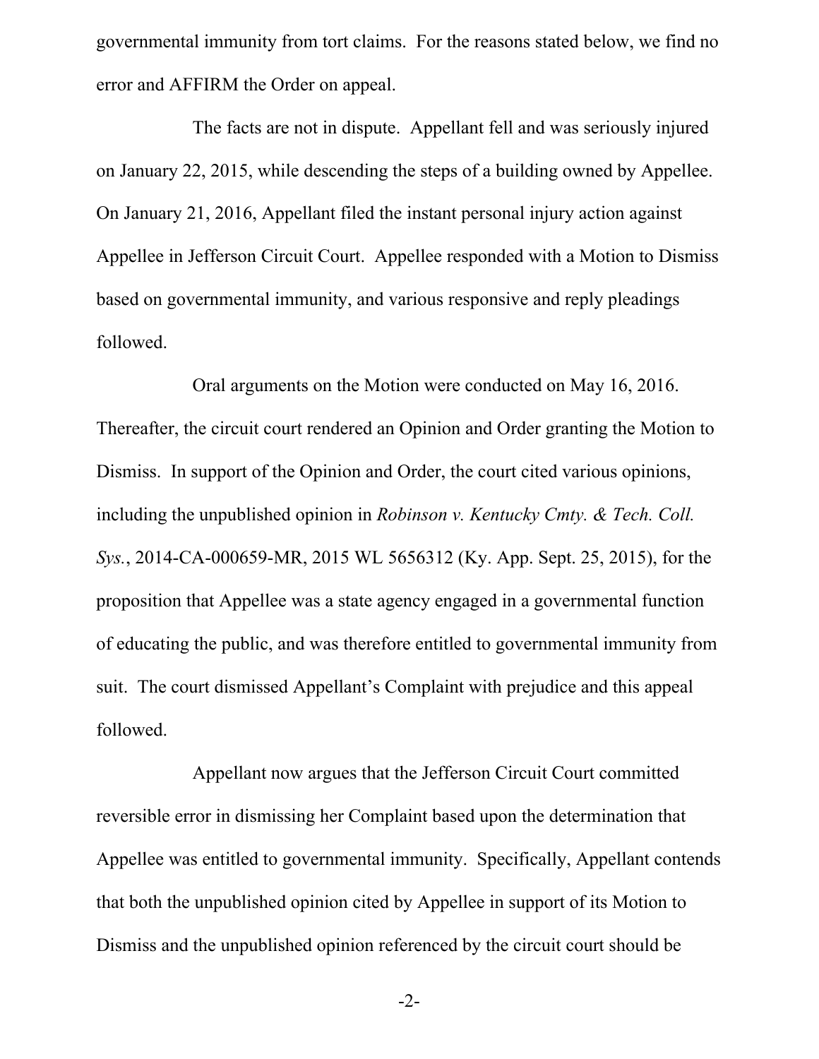governmental immunity from tort claims. For the reasons stated below, we find no error and AFFIRM the Order on appeal.

The facts are not in dispute. Appellant fell and was seriously injured on January 22, 2015, while descending the steps of a building owned by Appellee. On January 21, 2016, Appellant filed the instant personal injury action against Appellee in Jefferson Circuit Court. Appellee responded with a Motion to Dismiss based on governmental immunity, and various responsive and reply pleadings followed.

Oral arguments on the Motion were conducted on May 16, 2016. Thereafter, the circuit court rendered an Opinion and Order granting the Motion to Dismiss. In support of the Opinion and Order, the court cited various opinions, including the unpublished opinion in *Robinson v. Kentucky Cmty. & Tech. Coll. Sys.*, 2014-CA-000659-MR, 2015 WL 5656312 (Ky. App. Sept. 25, 2015), for the proposition that Appellee was a state agency engaged in a governmental function of educating the public, and was therefore entitled to governmental immunity from suit. The court dismissed Appellant's Complaint with prejudice and this appeal followed.

Appellant now argues that the Jefferson Circuit Court committed reversible error in dismissing her Complaint based upon the determination that Appellee was entitled to governmental immunity. Specifically, Appellant contends that both the unpublished opinion cited by Appellee in support of its Motion to Dismiss and the unpublished opinion referenced by the circuit court should be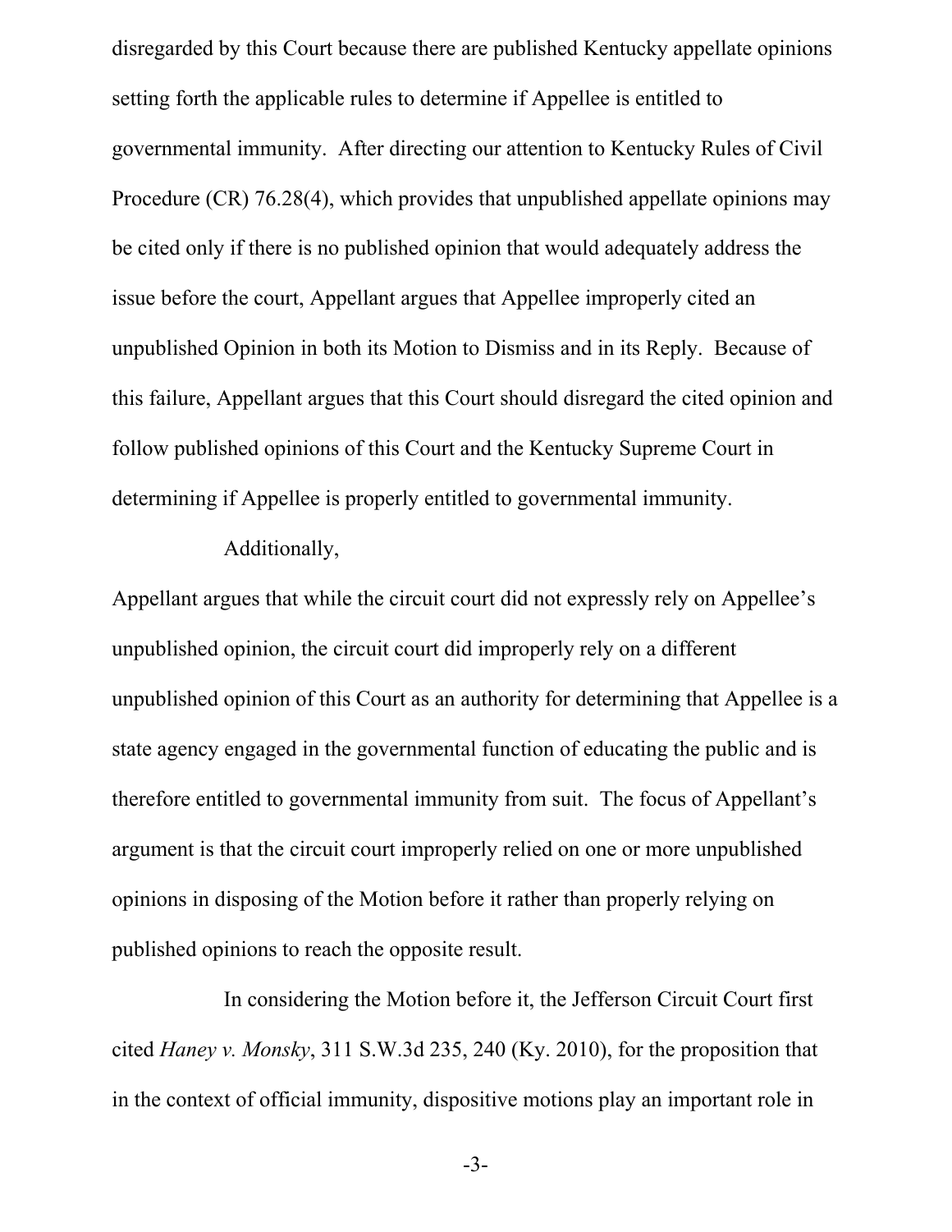disregarded by this Court because there are published Kentucky appellate opinions setting forth the applicable rules to determine if Appellee is entitled to governmental immunity. After directing our attention to Kentucky Rules of Civil Procedure (CR) 76.28(4), which provides that unpublished appellate opinions may be cited only if there is no published opinion that would adequately address the issue before the court, Appellant argues that Appellee improperly cited an unpublished Opinion in both its Motion to Dismiss and in its Reply. Because of this failure, Appellant argues that this Court should disregard the cited opinion and follow published opinions of this Court and the Kentucky Supreme Court in determining if Appellee is properly entitled to governmental immunity.

Additionally, Appellant argues that while the circuit court did not expressly rely on Appellee's unpublished opinion, the circuit court did improperly rely on a different unpublished opinion of this Court as an authority for determining that Appellee is a state agency engaged in the governmental function of educating the public and is therefore entitled to governmental immunity from suit. The focus of Appellant's argument is that the circuit court improperly relied on one or more unpublished opinions in disposing of the Motion before it rather than properly relying on published opinions to reach the opposite result.

In considering the Motion before it, the Jefferson Circuit Court first cited *Haney v. Monsky*, 311 S.W.3d 235, 240 (Ky. 2010), for the proposition that in the context of official immunity, dispositive motions play an important role in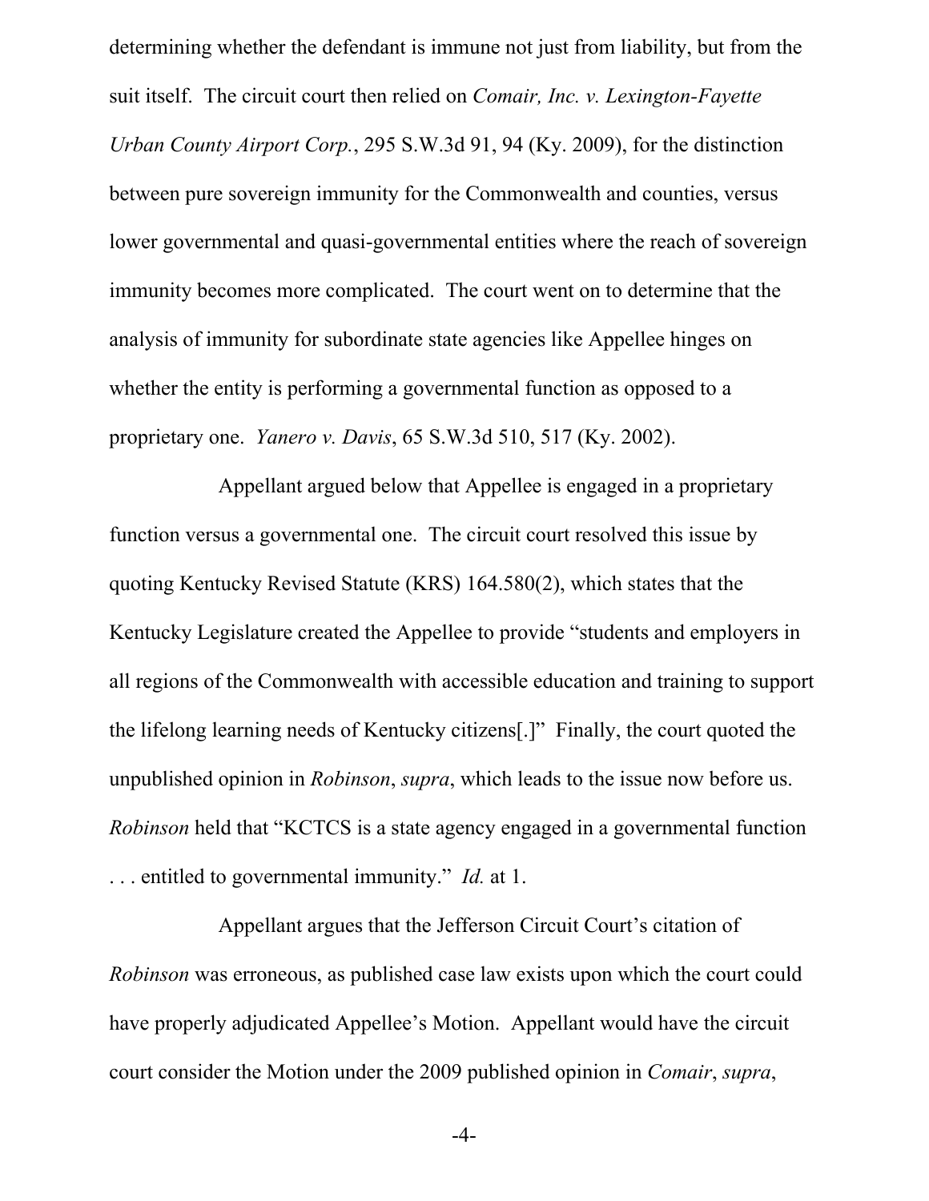determining whether the defendant is immune not just from liability, but from the suit itself. The circuit court then relied on *Comair, Inc. v. Lexington-Fayette Urban County Airport Corp.*, 295 S.W.3d 91, 94 (Ky. 2009), for the distinction between pure sovereign immunity for the Commonwealth and counties, versus lower governmental and quasi-governmental entities where the reach of sovereign immunity becomes more complicated. The court went on to determine that the analysis of immunity for subordinate state agencies like Appellee hinges on whether the entity is performing a governmental function as opposed to a proprietary one. *Yanero v. Davis*, 65 S.W.3d 510, 517 (Ky. 2002).

Appellant argued below that Appellee is engaged in a proprietary function versus a governmental one. The circuit court resolved this issue by quoting Kentucky Revised Statute (KRS) 164.580(2), which states that the Kentucky Legislature created the Appellee to provide "students and employers in all regions of the Commonwealth with accessible education and training to support the lifelong learning needs of Kentucky citizens[.]" Finally, the court quoted the unpublished opinion in *Robinson*, *supra*, which leads to the issue now before us. *Robinson* held that "KCTCS is a state agency engaged in a governmental function . . . entitled to governmental immunity." *Id.* at 1.

Appellant argues that the Jefferson Circuit Court's citation of *Robinson* was erroneous, as published case law exists upon which the court could have properly adjudicated Appellee's Motion. Appellant would have the circuit court consider the Motion under the 2009 published opinion in *Comair*, *supra*,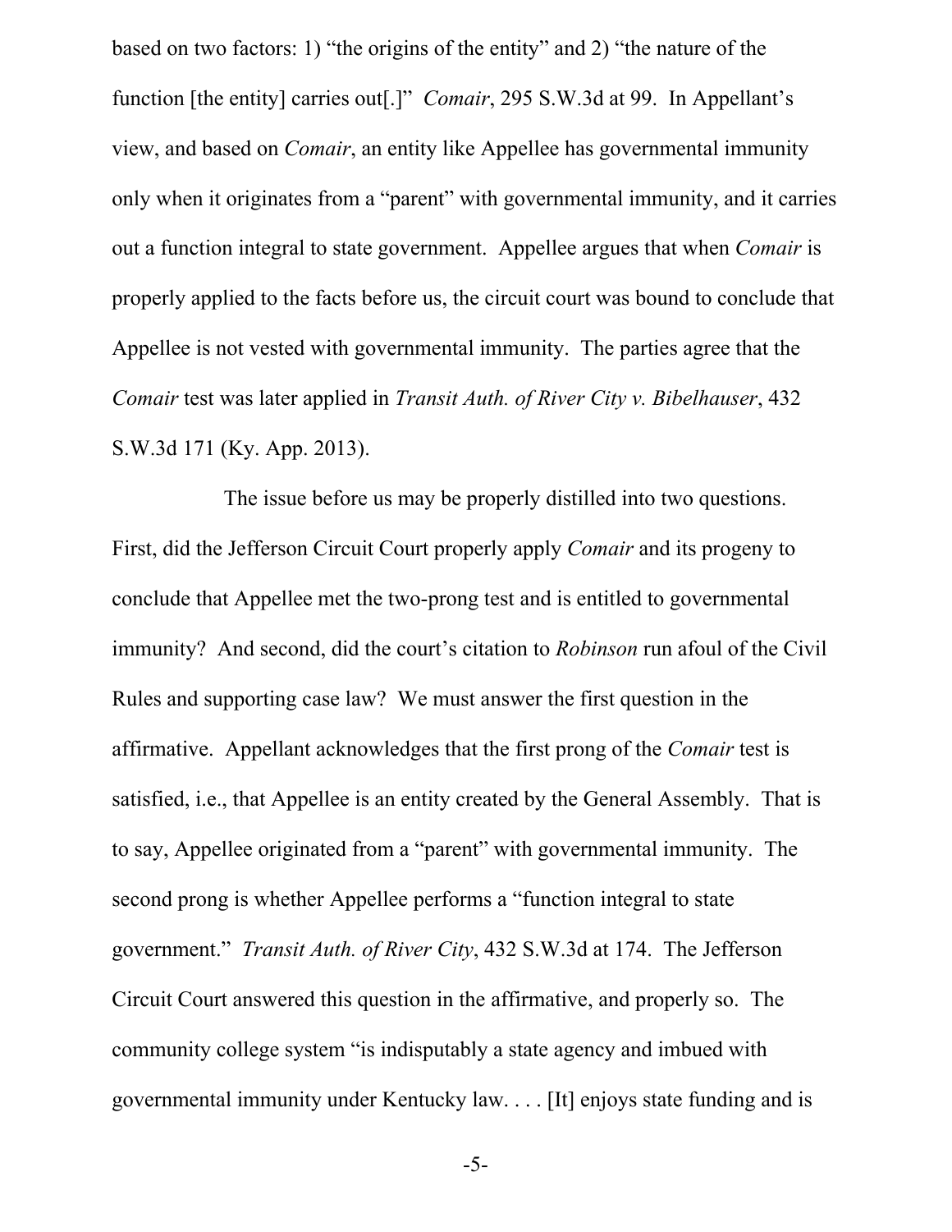based on two factors: 1) "the origins of the entity" and 2) "the nature of the function [the entity] carries out[.]" *Comair*, 295 S.W.3d at 99. In Appellant's view, and based on *Comair*, an entity like Appellee has governmental immunity only when it originates from a "parent" with governmental immunity, and it carries out a function integral to state government. Appellee argues that when *Comair* is properly applied to the facts before us, the circuit court was bound to conclude that Appellee is not vested with governmental immunity. The parties agree that the *Comair* test was later applied in *Transit Auth. of River City v. Bibelhauser*, 432 S.W.3d 171 (Ky. App. 2013).

The issue before us may be properly distilled into two questions. First, did the Jefferson Circuit Court properly apply *Comair* and its progeny to conclude that Appellee met the two-prong test and is entitled to governmental immunity? And second, did the court's citation to *Robinson* run afoul of the Civil Rules and supporting case law? We must answer the first question in the affirmative. Appellant acknowledges that the first prong of the *Comair* test is satisfied, i.e., that Appellee is an entity created by the General Assembly. That is to say, Appellee originated from a "parent" with governmental immunity. The second prong is whether Appellee performs a "function integral to state government." *Transit Auth. of River City*, 432 S.W.3d at 174. The Jefferson Circuit Court answered this question in the affirmative, and properly so. The community college system "is indisputably a state agency and imbued with governmental immunity under Kentucky law. . . . [It] enjoys state funding and is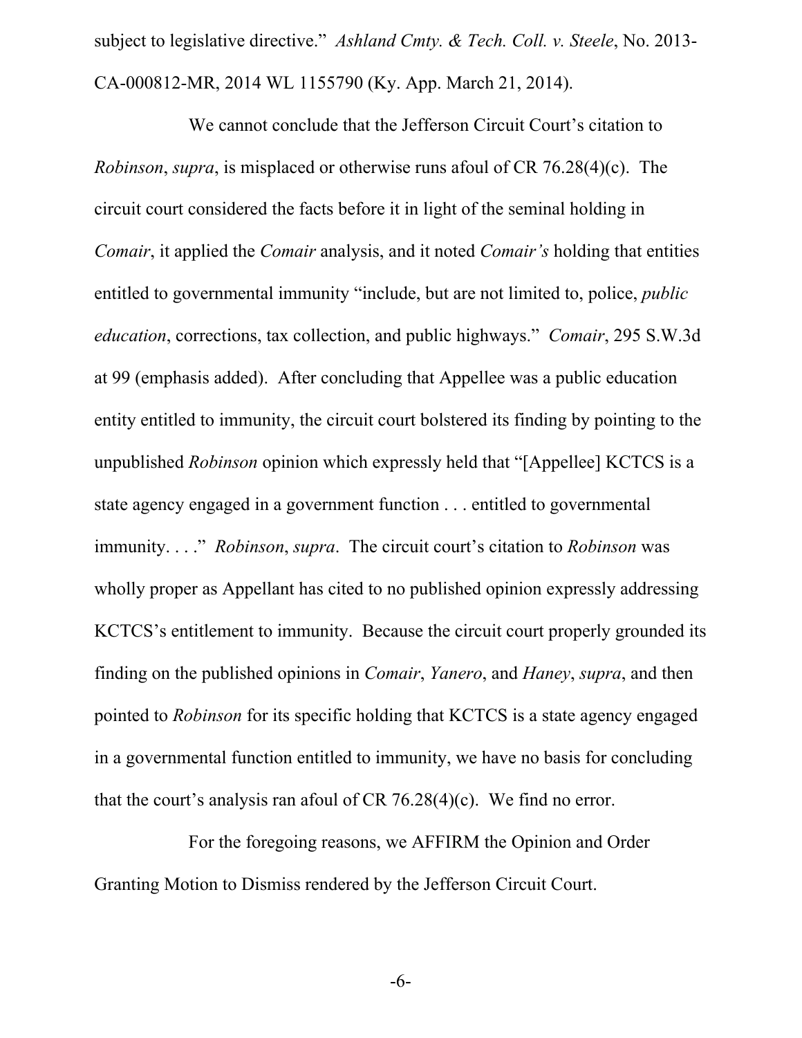subject to legislative directive." *Ashland Cmty. & Tech. Coll. v. Steele*, No. 2013-CA-000812-MR, 2014 WL 1155790 (Ky. App. March 21, 2014).

We cannot conclude that the Jefferson Circuit Court's citation to *Robinson*, *supra*, is misplaced or otherwise runs afoul of CR 76.28(4)(c). The circuit court considered the facts before it in light of the seminal holding in *Comair*, it applied the *Comair* analysis, and it noted *Comair's* holding that entities entitled to governmental immunity "include, but are not limited to, police, *public education*, corrections, tax collection, and public highways." *Comair*, 295 S.W.3d at 99 (emphasis added). After concluding that Appellee was a public education entity entitled to immunity, the circuit court bolstered its finding by pointing to the unpublished *Robinson* opinion which expressly held that "[Appellee] KCTCS is a state agency engaged in a government function . . . entitled to governmental immunity. . . ." *Robinson*, *supra*. The circuit court's citation to *Robinson* was wholly proper as Appellant has cited to no published opinion expressly addressing KCTCS's entitlement to immunity. Because the circuit court properly grounded its finding on the published opinions in *Comair*, *Yanero*, and *Haney*, *supra*, and then pointed to *Robinson* for its specific holding that KCTCS is a state agency engaged in a governmental function entitled to immunity, we have no basis for concluding that the court's analysis ran afoul of CR 76.28(4)(c). We find no error.

For the foregoing reasons, we AFFIRM the Opinion and Order Granting Motion to Dismiss rendered by the Jefferson Circuit Court.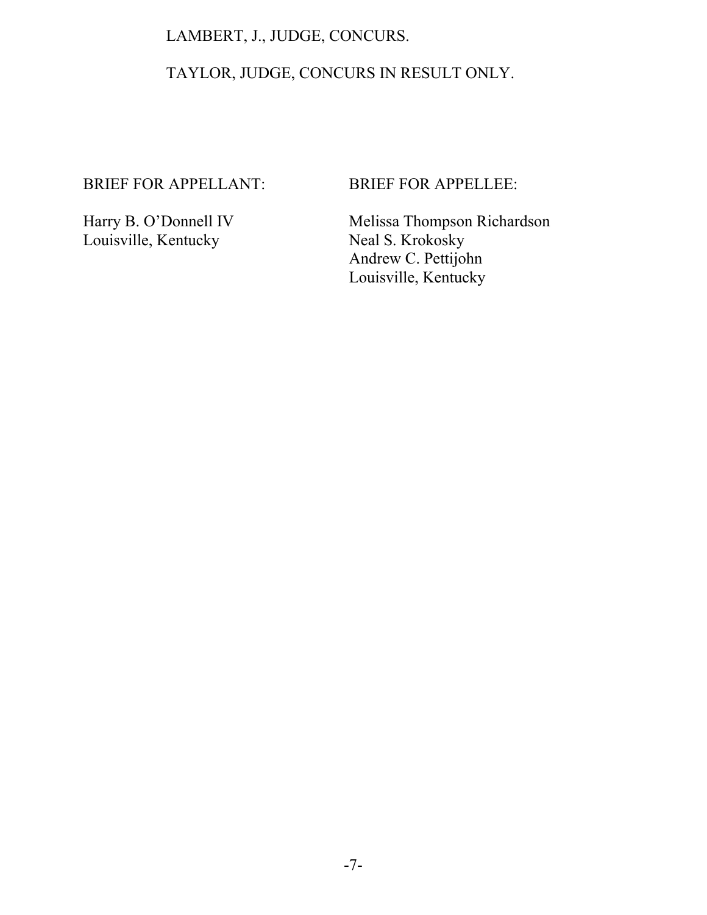LAMBERT, J., JUDGE, CONCURS.

TAYLOR, JUDGE, CONCURS IN RESULT ONLY.

| BRIEF FOR APPELLANT: | BRIEF FOR APPELLEE: |
| --- | --- |
| Harry B. O'Donnell IV<br>Louisville, Kentucky | Melissa Thompson Richardson<br>Neal S. Krokosky<br>Andrew C. Pettijohn<br>Louisville, Kentucky |